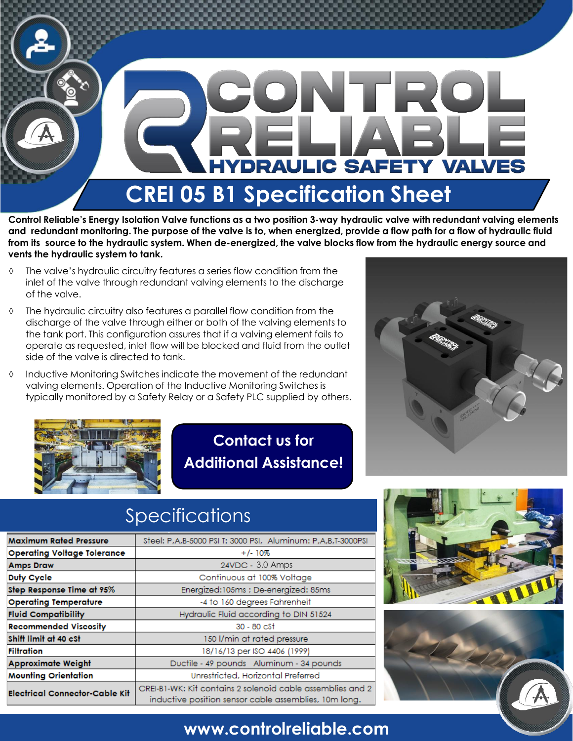# CONTROL RELIABLE

## HYDRAULIC SAFETY VALVES

# CREI 05 B1 Specification Sheet

**Control Reliable's Energy Isolation Valve functions as a two position 3-way hydraulic valve with redundant valving elements and redundant monitoring. The purpose of the valve is to, when energized, provide a flow path for a flow of hydraulic fluid from its source to the hydraulic system. When de-energized, the valve blocks flow from the hydraulic energy source and vents the hydraulic system to tank.**

- The valve's hydraulic circuitry features a series flow condition from the inlet of the valve through redundant valving elements to the discharge of the valve.
- The hydraulic circuitry also features a parallel flow condition from the discharge of the valve through either or both of the valving elements to the tank port. This configuration assures that if a valving element fails to operate as requested, inlet flow will be blocked and fluid from the outlet side of the valve is directed to tank.
- Inductive Monitoring Switches indicate the movement of the redundant valving elements. Operation of the Inductive Monitoring Switches is typically monitored by a Safety Relay or a Safety PLC supplied by others.

**Contact us for Additional Assistance!**

## Specifications

| | |
|---|---|
| **Maximum Rated Pressure** | Steel: P,A,B-5000 PSI T: 3000 PSI, Aluminum: P,A,B,T-3000PSI |
| **Operating Voltage Tolerance** | +/- 10% |
| **Amps Draw** | 24VDC - 3.0 Amps |
| **Duty Cycle** | Continuous at 100% Voltage |
| **Step Response Time at 95%** | Energized:105ms ; De-energized: 85ms |
| **Operating Temperature** | -4 to 160 degrees Fahrenheit |
| **Fluid Compatibility** | Hydraulic Fluid according to DIN 51524 |
| **Recommended Viscosity** | 30 - 80 cSt |
| **Shift limit at 40 cSt** | 150 l/min at rated pressure |
| **Filtration** | 18/16/13 per ISO 4406 (1999) |
| **Approximate Weight** | Ductile - 49 pounds Aluminum - 34 pounds |
| **Mounting Orientation** | Unrestricted, Horizontal Preferred |
| **Electrical Connector-Cable Kit** | CREI-B1-WK: Kit contains 2 solenoid cable assemblies and 2 inductive position sensor cable assemblies, 10m long. |

**www.controlreliable.com**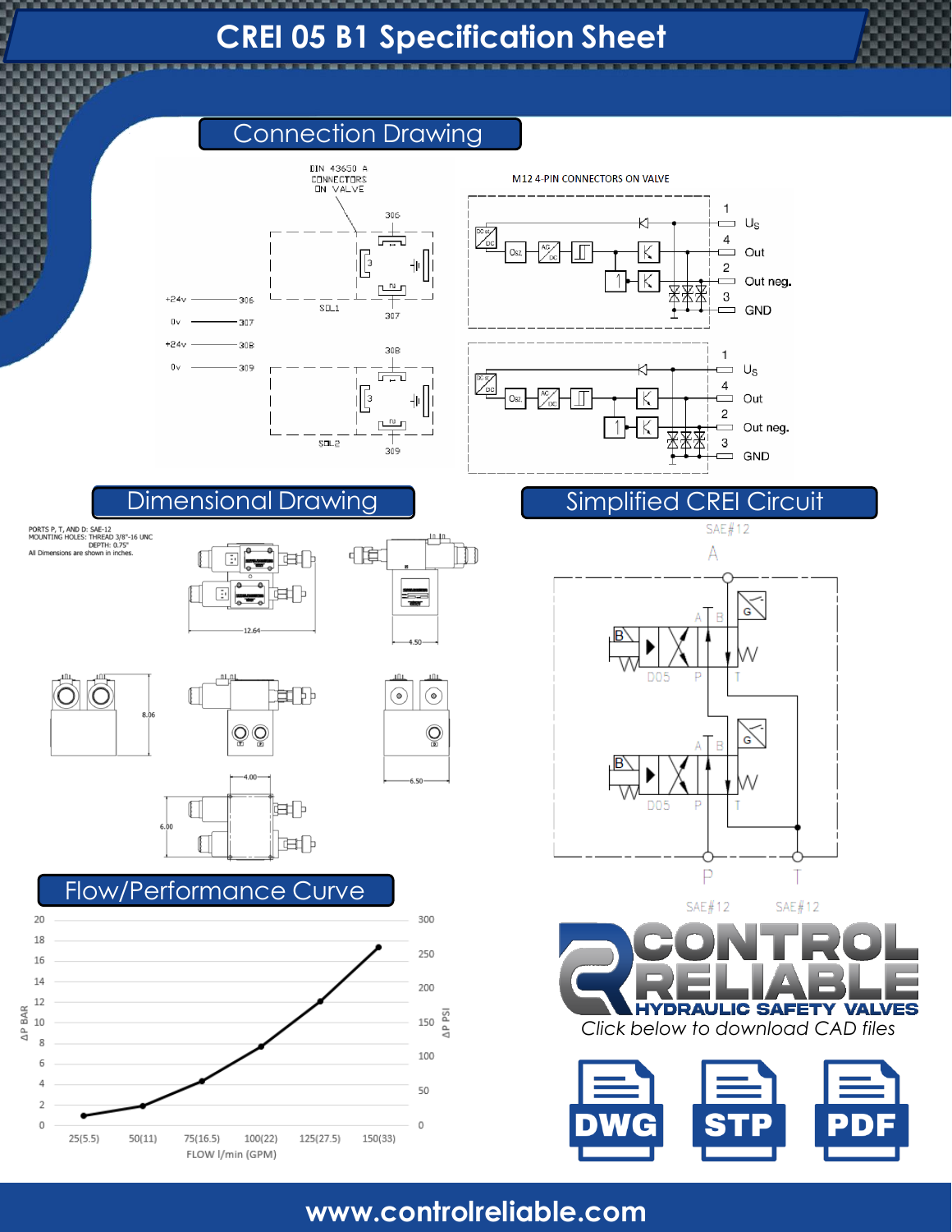# CREI 05 B1 Specification Sheet

## Connection Drawing

DIN 43650 A CONNECTORS ON VALVE

+24v 306
0v 307
+24v 308
0v 309

SOL1
SOL2

M12 4-PIN CONNECTORS ON VALVE

1 Us
4 Out
2 Out neg.
3 GND

## Dimensional Drawing

PORTS P, T, AND D: SAE-12
MOUNTING HOLES: THREAD 3/8"-16 UNC
DEPTH: 0.75"
All Dimensions are shown in inches.

12.64
4.50
8.06
4.00
6.50
6.00

## Simplified CREI Circuit

SAE#12
A
D05
P
T
SAE#12
SAE#12

## Flow/Performance Curve

ΔP BAR
20
18
16
14
12
10
8
6
4
2
0

ΔP PSI
300
250
200
150
100
50
0

25(5.5)
50(11)
75(16.5)
100(22)
125(27.5)
150(33)

FLOW l/min (GPM)

CONTROL RELIABLE
HYDRAULIC SAFETY VALVES

*Click below to download CAD files*

DWG STP PDF

www.controlreliable.com